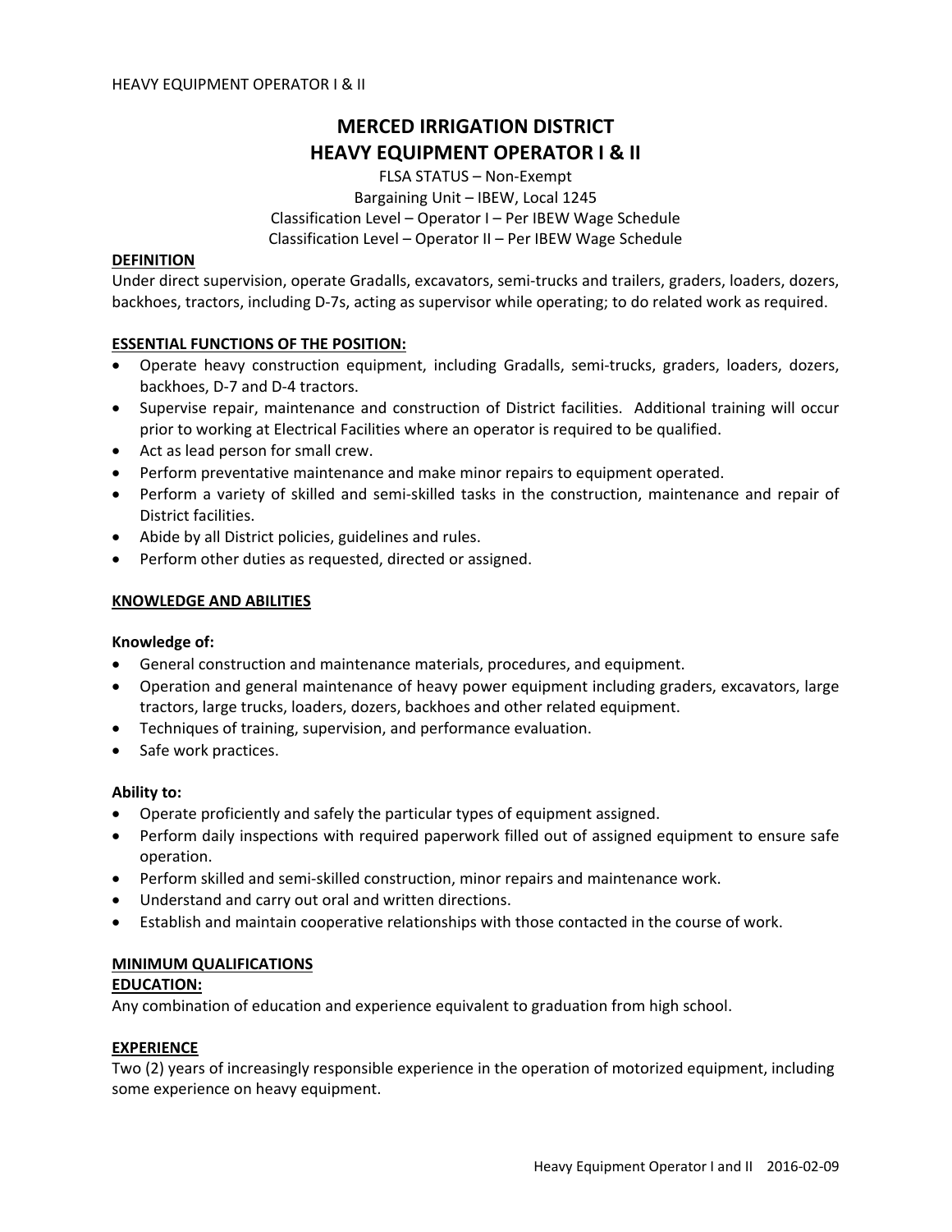# MERCED IRRIGATION DISTRICT
# HEAVY EQUIPMENT OPERATOR I & II

FLSA STATUS – Non-Exempt
Bargaining Unit – IBEW, Local 1245
Classification Level – Operator I – Per IBEW Wage Schedule
Classification Level – Operator II – Per IBEW Wage Schedule

## DEFINITION

Under direct supervision, operate Gradalls, excavators, semi-trucks and trailers, graders, loaders, dozers, backhoes, tractors, including D-7s, acting as supervisor while operating; to do related work as required.

## ESSENTIAL FUNCTIONS OF THE POSITION:

- Operate heavy construction equipment, including Gradalls, semi-trucks, graders, loaders, dozers, backhoes, D-7 and D-4 tractors.
- Supervise repair, maintenance and construction of District facilities. Additional training will occur prior to working at Electrical Facilities where an operator is required to be qualified.
- Act as lead person for small crew.
- Perform preventative maintenance and make minor repairs to equipment operated.
- Perform a variety of skilled and semi-skilled tasks in the construction, maintenance and repair of District facilities.
- Abide by all District policies, guidelines and rules.
- Perform other duties as requested, directed or assigned.

## KNOWLEDGE AND ABILITIES

**Knowledge of:**

- General construction and maintenance materials, procedures, and equipment.
- Operation and general maintenance of heavy power equipment including graders, excavators, large tractors, large trucks, loaders, dozers, backhoes and other related equipment.
- Techniques of training, supervision, and performance evaluation.
- Safe work practices.

**Ability to:**

- Operate proficiently and safely the particular types of equipment assigned.
- Perform daily inspections with required paperwork filled out of assigned equipment to ensure safe operation.
- Perform skilled and semi-skilled construction, minor repairs and maintenance work.
- Understand and carry out oral and written directions.
- Establish and maintain cooperative relationships with those contacted in the course of work.

## MINIMUM QUALIFICATIONS

### EDUCATION:

Any combination of education and experience equivalent to graduation from high school.

### EXPERIENCE

Two (2) years of increasingly responsible experience in the operation of motorized equipment, including some experience on heavy equipment.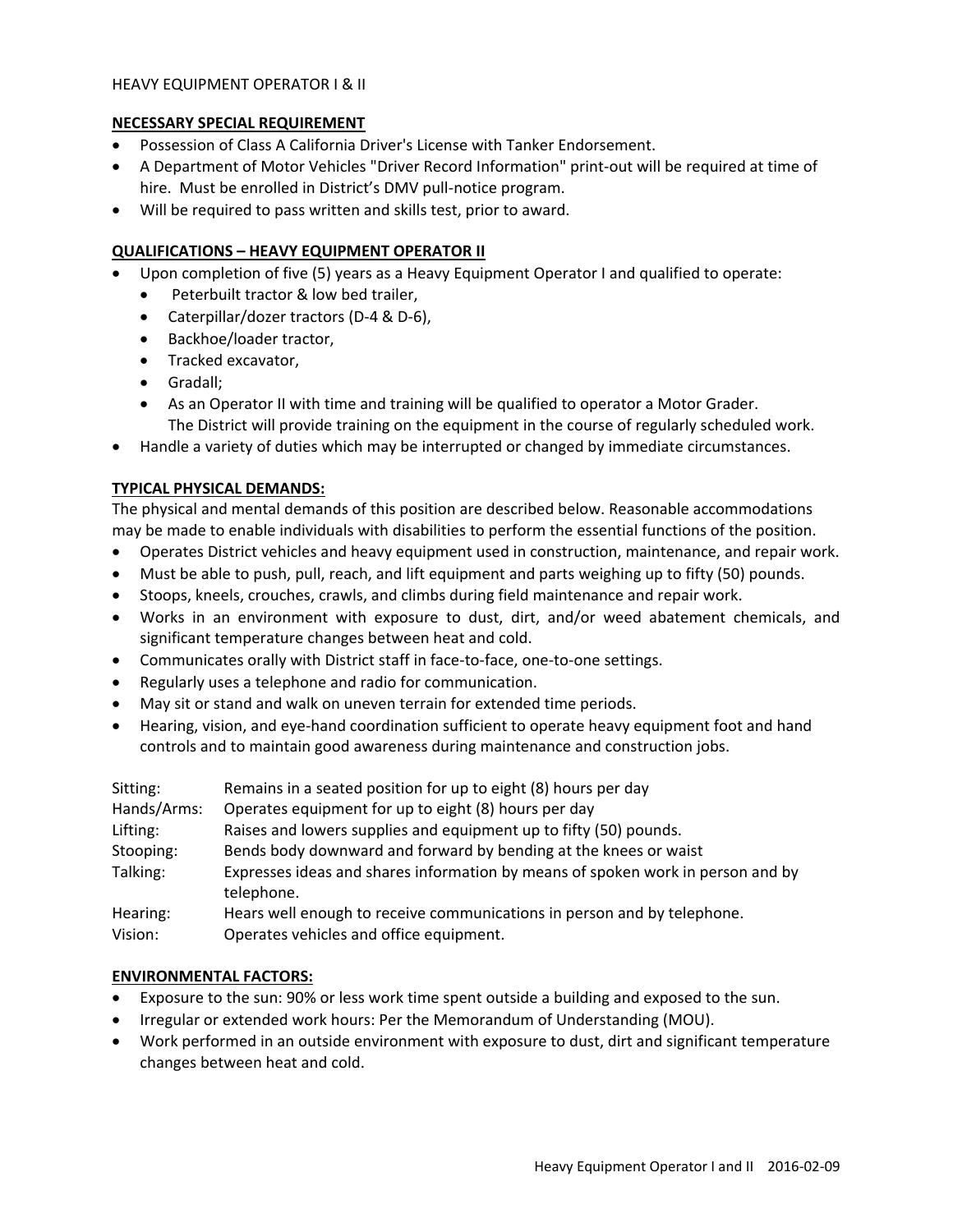HEAVY EQUIPMENT OPERATOR I & II

**NECESSARY SPECIAL REQUIREMENT**

- Possession of Class A California Driver's License with Tanker Endorsement.
- A Department of Motor Vehicles "Driver Record Information" print-out will be required at time of hire. Must be enrolled in District's DMV pull-notice program.
- Will be required to pass written and skills test, prior to award.

**QUALIFICATIONS – HEAVY EQUIPMENT OPERATOR II**

- Upon completion of five (5) years as a Heavy Equipment Operator I and qualified to operate:
  - Peterbuilt tractor & low bed trailer,
  - Caterpillar/dozer tractors (D-4 & D-6),
  - Backhoe/loader tractor,
  - Tracked excavator,
  - Gradall;
  - As an Operator II with time and training will be qualified to operator a Motor Grader. The District will provide training on the equipment in the course of regularly scheduled work.
- Handle a variety of duties which may be interrupted or changed by immediate circumstances.

**TYPICAL PHYSICAL DEMANDS:**

The physical and mental demands of this position are described below. Reasonable accommodations may be made to enable individuals with disabilities to perform the essential functions of the position.

- Operates District vehicles and heavy equipment used in construction, maintenance, and repair work.
- Must be able to push, pull, reach, and lift equipment and parts weighing up to fifty (50) pounds.
- Stoops, kneels, crouches, crawls, and climbs during field maintenance and repair work.
- Works in an environment with exposure to dust, dirt, and/or weed abatement chemicals, and significant temperature changes between heat and cold.
- Communicates orally with District staff in face-to-face, one-to-one settings.
- Regularly uses a telephone and radio for communication.
- May sit or stand and walk on uneven terrain for extended time periods.
- Hearing, vision, and eye-hand coordination sufficient to operate heavy equipment foot and hand controls and to maintain good awareness during maintenance and construction jobs.

| | |
|---|---|
| Sitting: | Remains in a seated position for up to eight (8) hours per day |
| Hands/Arms: | Operates equipment for up to eight (8) hours per day |
| Lifting: | Raises and lowers supplies and equipment up to fifty (50) pounds. |
| Stooping: | Bends body downward and forward by bending at the knees or waist |
| Talking: | Expresses ideas and shares information by means of spoken work in person and by telephone. |
| Hearing: | Hears well enough to receive communications in person and by telephone. |
| Vision: | Operates vehicles and office equipment. |

**ENVIRONMENTAL FACTORS:**

- Exposure to the sun: 90% or less work time spent outside a building and exposed to the sun.
- Irregular or extended work hours: Per the Memorandum of Understanding (MOU).
- Work performed in an outside environment with exposure to dust, dirt and significant temperature changes between heat and cold.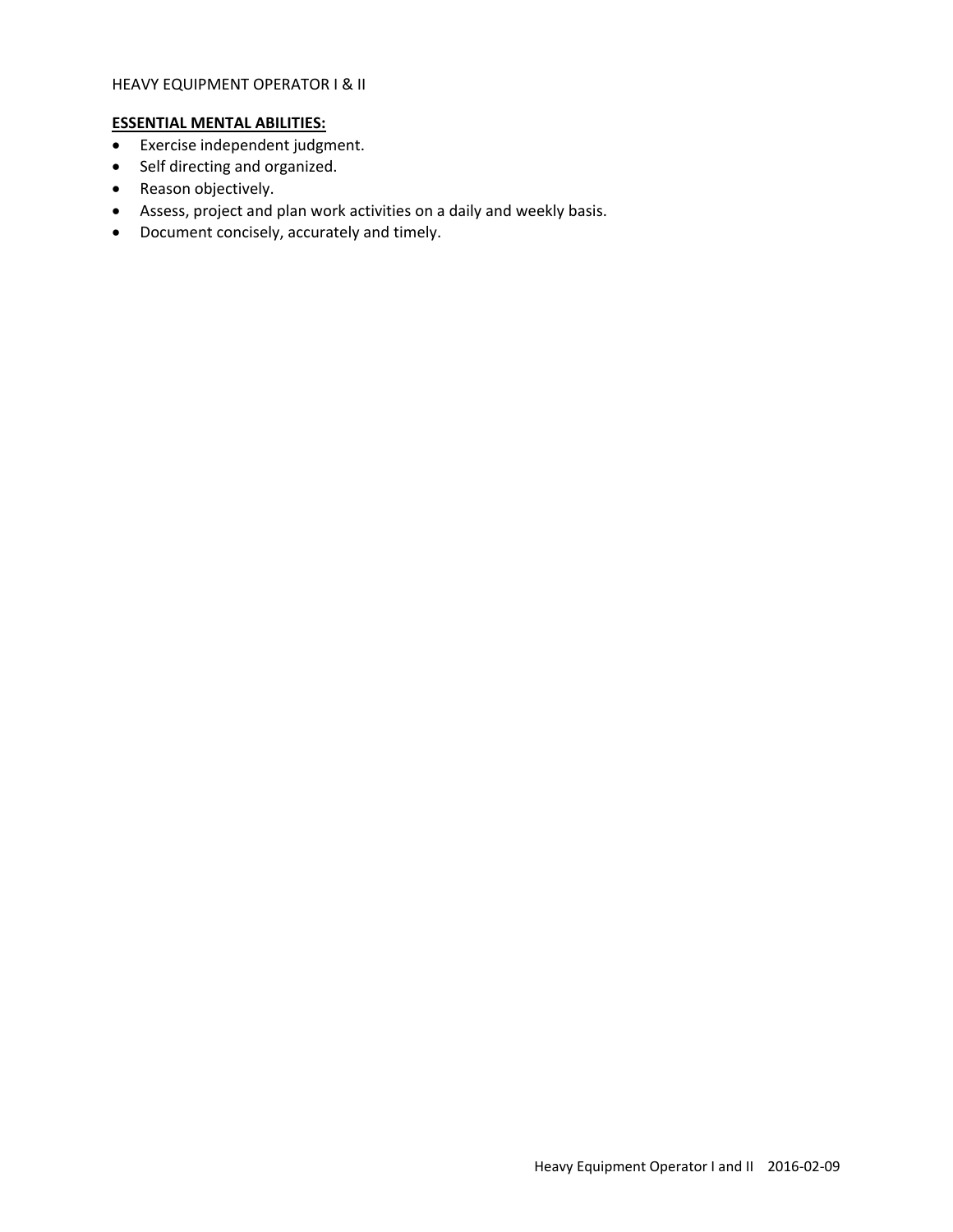**ESSENTIAL MENTAL ABILITIES:**

- Exercise independent judgment.
- Self directing and organized.
- Reason objectively.
- Assess, project and plan work activities on a daily and weekly basis.
- Document concisely, accurately and timely.